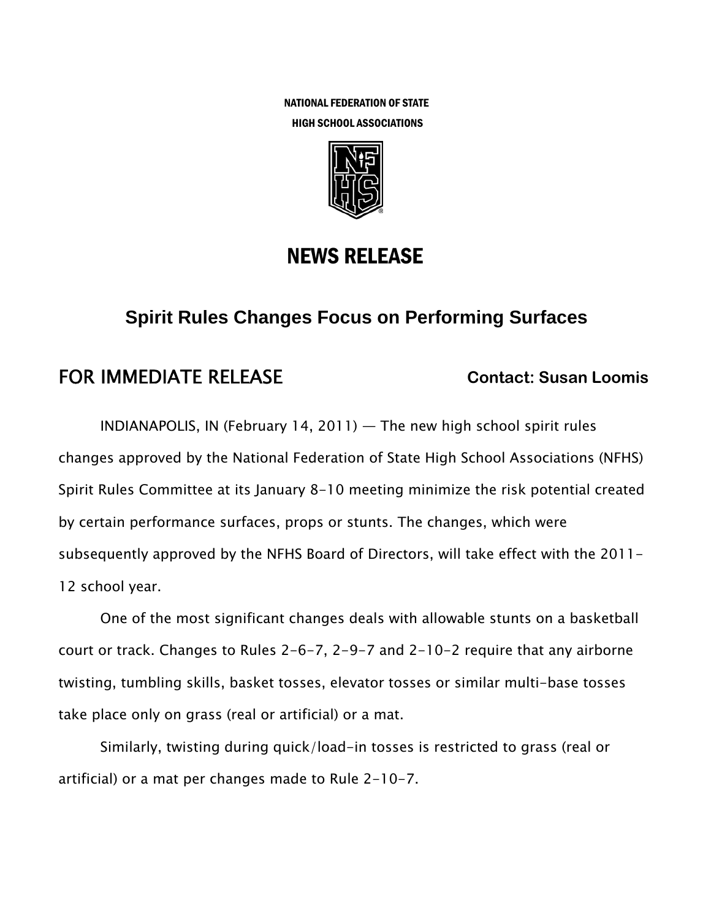NATIONAL FEDERATION OF STATE
HIGH SCHOOL ASSOCIATIONS

# NEWS RELEASE

## Spirit Rules Changes Focus on Performing Surfaces

**FOR IMMEDIATE RELEASE** **Contact: Susan Loomis**

INDIANAPOLIS, IN (February 14, 2011) — The new high school spirit rules changes approved by the National Federation of State High School Associations (NFHS) Spirit Rules Committee at its January 8-10 meeting minimize the risk potential created by certain performance surfaces, props or stunts. The changes, which were subsequently approved by the NFHS Board of Directors, will take effect with the 2011-12 school year.

One of the most significant changes deals with allowable stunts on a basketball court or track. Changes to Rules 2-6-7, 2-9-7 and 2-10-2 require that any airborne twisting, tumbling skills, basket tosses, elevator tosses or similar multi-base tosses take place only on grass (real or artificial) or a mat.

Similarly, twisting during quick/load-in tosses is restricted to grass (real or artificial) or a mat per changes made to Rule 2-10-7.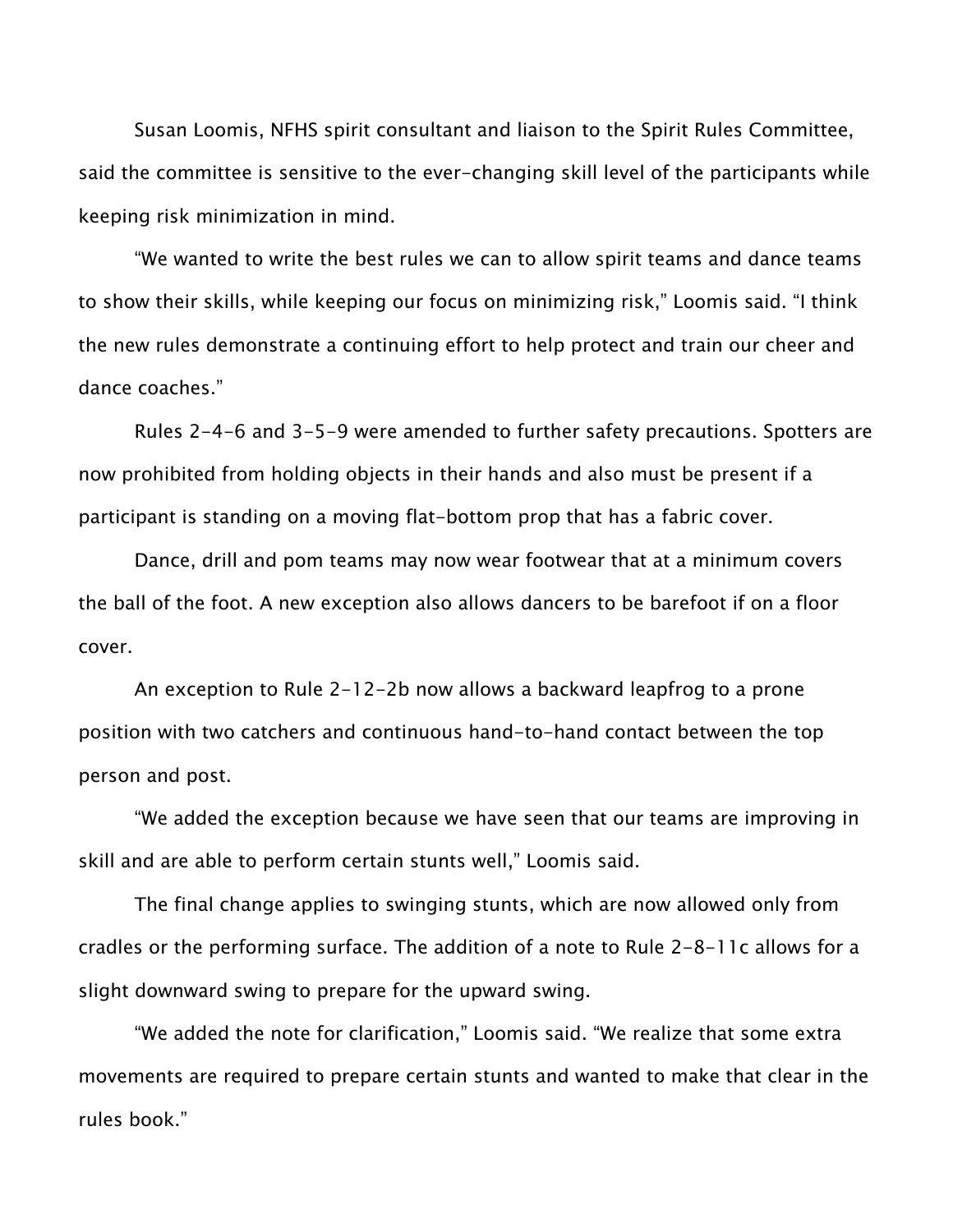Susan Loomis, NFHS spirit consultant and liaison to the Spirit Rules Committee, said the committee is sensitive to the ever-changing skill level of the participants while keeping risk minimization in mind.

"We wanted to write the best rules we can to allow spirit teams and dance teams to show their skills, while keeping our focus on minimizing risk," Loomis said. "I think the new rules demonstrate a continuing effort to help protect and train our cheer and dance coaches."

Rules 2-4-6 and 3-5-9 were amended to further safety precautions. Spotters are now prohibited from holding objects in their hands and also must be present if a participant is standing on a moving flat-bottom prop that has a fabric cover.

Dance, drill and pom teams may now wear footwear that at a minimum covers the ball of the foot. A new exception also allows dancers to be barefoot if on a floor cover.

An exception to Rule 2-12-2b now allows a backward leapfrog to a prone position with two catchers and continuous hand-to-hand contact between the top person and post.

"We added the exception because we have seen that our teams are improving in skill and are able to perform certain stunts well," Loomis said.

The final change applies to swinging stunts, which are now allowed only from cradles or the performing surface. The addition of a note to Rule 2-8-11c allows for a slight downward swing to prepare for the upward swing.

"We added the note for clarification," Loomis said. "We realize that some extra movements are required to prepare certain stunts and wanted to make that clear in the rules book."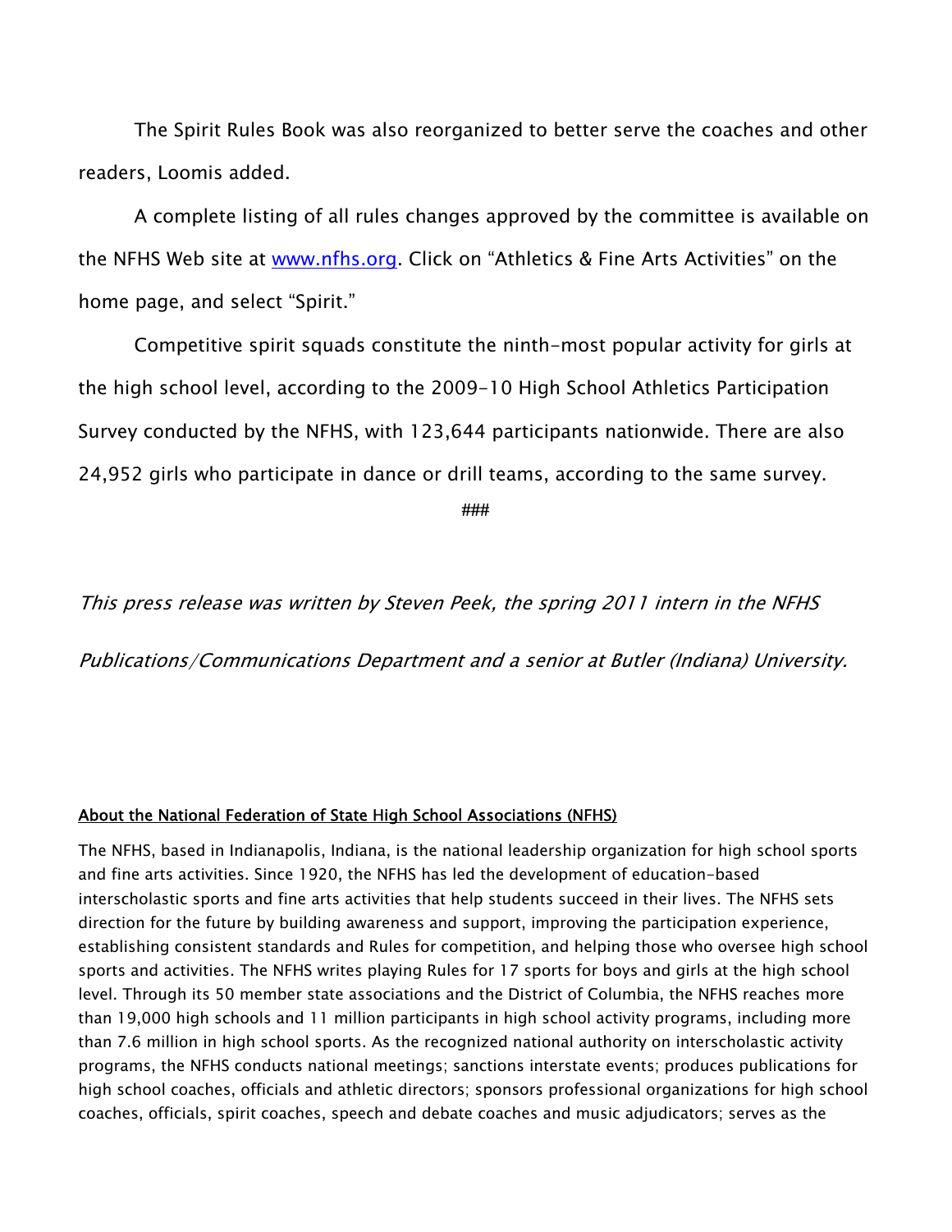The Spirit Rules Book was also reorganized to better serve the coaches and other readers, Loomis added.

A complete listing of all rules changes approved by the committee is available on the NFHS Web site at [www.nfhs.org](www.nfhs.org). Click on "Athletics & Fine Arts Activities" on the home page, and select "Spirit."

Competitive spirit squads constitute the ninth-most popular activity for girls at the high school level, according to the 2009-10 High School Athletics Participation Survey conducted by the NFHS, with 123,644 participants nationwide. There are also 24,952 girls who participate in dance or drill teams, according to the same survey.

###

*This press release was written by Steven Peek, the spring 2011 intern in the NFHS Publications/Communications Department and a senior at Butler (Indiana) University.*

**About the National Federation of State High School Associations (NFHS)**

The NFHS, based in Indianapolis, Indiana, is the national leadership organization for high school sports and fine arts activities. Since 1920, the NFHS has led the development of education-based interscholastic sports and fine arts activities that help students succeed in their lives. The NFHS sets direction for the future by building awareness and support, improving the participation experience, establishing consistent standards and Rules for competition, and helping those who oversee high school sports and activities. The NFHS writes playing Rules for 17 sports for boys and girls at the high school level. Through its 50 member state associations and the District of Columbia, the NFHS reaches more than 19,000 high schools and 11 million participants in high school activity programs, including more than 7.6 million in high school sports. As the recognized national authority on interscholastic activity programs, the NFHS conducts national meetings; sanctions interstate events; produces publications for high school coaches, officials and athletic directors; sponsors professional organizations for high school coaches, officials, spirit coaches, speech and debate coaches and music adjudicators; serves as the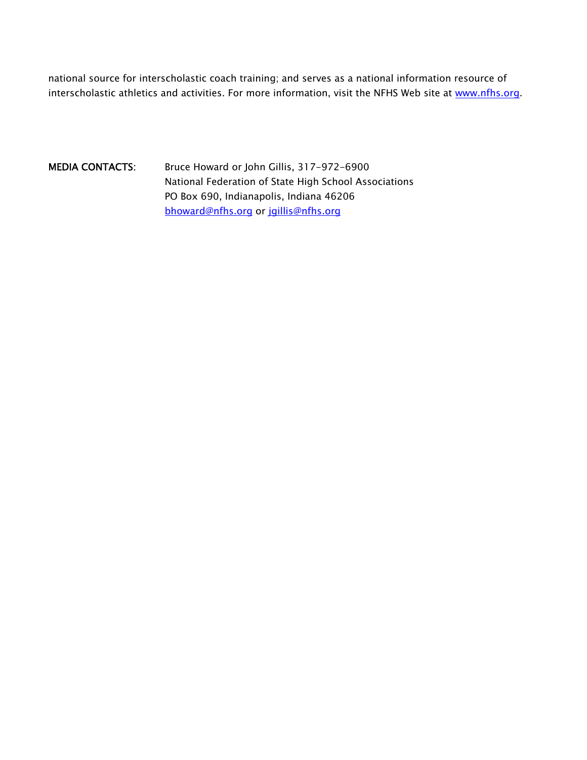national source for interscholastic coach training; and serves as a national information resource of interscholastic athletics and activities. For more information, visit the NFHS Web site at www.nfhs.org.

**MEDIA CONTACTS**: Bruce Howard or John Gillis, 317-972-6900
National Federation of State High School Associations
PO Box 690, Indianapolis, Indiana 46206
bhoward@nfhs.org or jgillis@nfhs.org